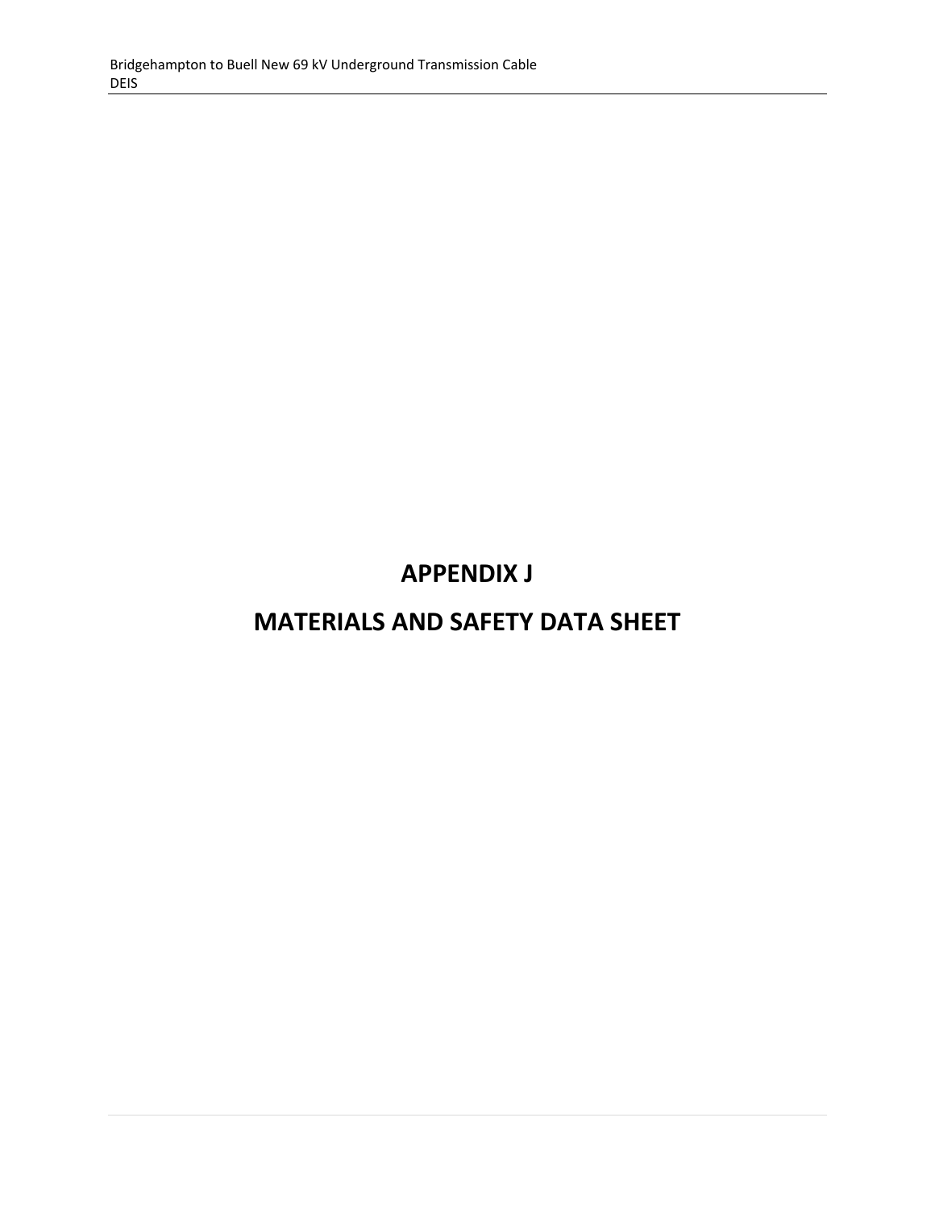# APPENDIX J

# MATERIALS AND SAFETY DATA SHEET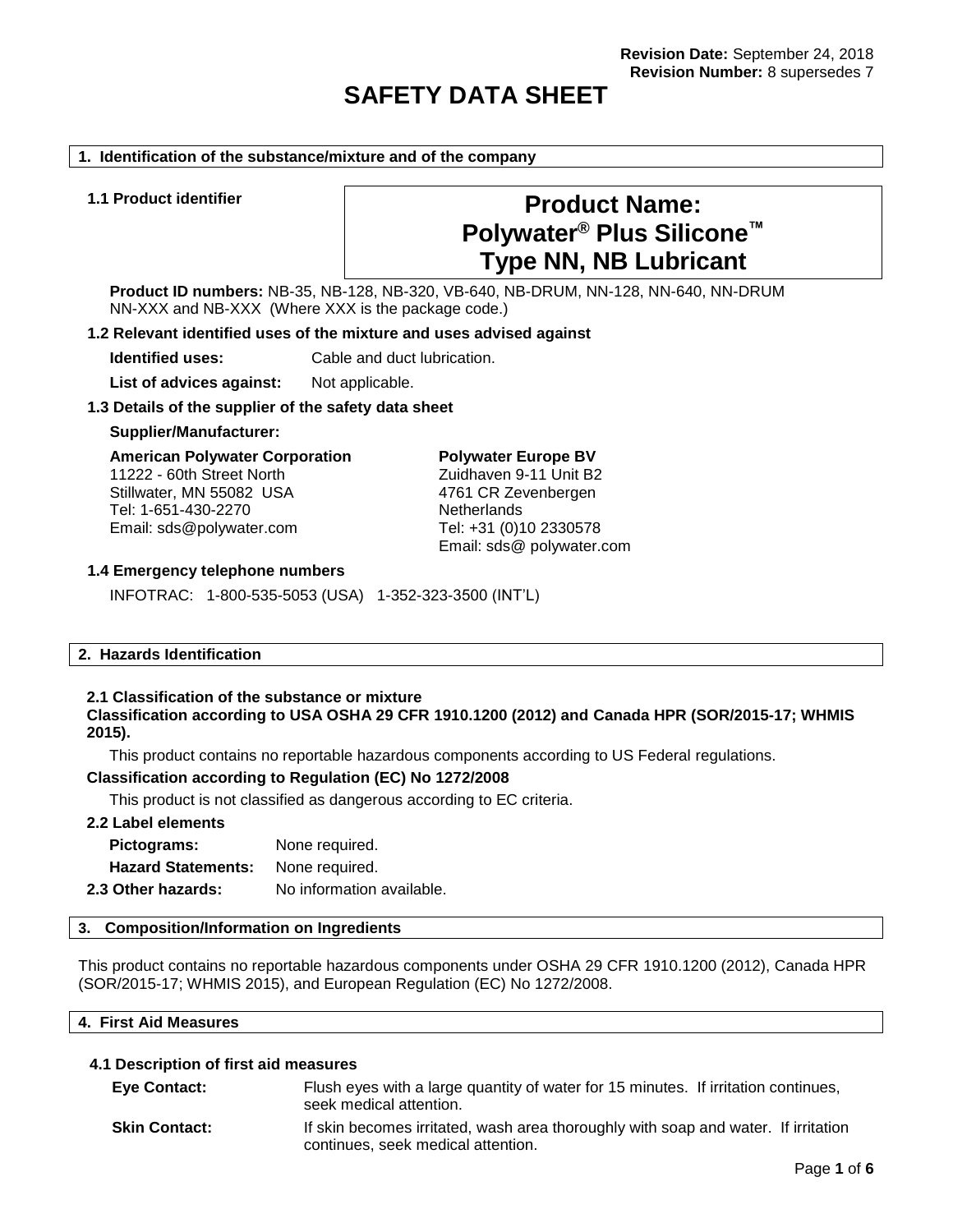**Revision Date:** September 24, 2018
**Revision Number:** 8 supersedes 7

# SAFETY DATA SHEET

## 1. Identification of the substance/mixture and of the company

### 1.1 Product identifier

**Product Name:**
**Polywater® Plus Silicone™**
**Type NN, NB Lubricant**

**Product ID numbers:** NB-35, NB-128, NB-320, VB-640, NB-DRUM, NN-128, NN-640, NN-DRUM NN-XXX and NB-XXX (Where XXX is the package code.)

### 1.2 Relevant identified uses of the mixture and uses advised against

**Identified uses:** Cable and duct lubrication.

**List of advices against:** Not applicable.

### 1.3 Details of the supplier of the safety data sheet

**Supplier/Manufacturer:**

**American Polywater Corporation**
11222 - 60th Street North
Stillwater, MN 55082 USA
Tel: 1-651-430-2270
Email: sds@polywater.com

**Polywater Europe BV**
Zuidhaven 9-11 Unit B2
4761 CR Zevenbergen
Netherlands
Tel: +31 (0)10 2330578
Email: sds@ polywater.com

### 1.4 Emergency telephone numbers

INFOTRAC: 1-800-535-5053 (USA) 1-352-323-3500 (INT'L)

## 2. Hazards Identification

### 2.1 Classification of the substance or mixture

**Classification according to USA OSHA 29 CFR 1910.1200 (2012) and Canada HPR (SOR/2015-17; WHMIS 2015).**

This product contains no reportable hazardous components according to US Federal regulations.

**Classification according to Regulation (EC) No 1272/2008**

This product is not classified as dangerous according to EC criteria.

### 2.2 Label elements

**Pictograms:** None required.

**Hazard Statements:** None required.

**2.3 Other hazards:** No information available.

## 3. Composition/Information on Ingredients

This product contains no reportable hazardous components under OSHA 29 CFR 1910.1200 (2012), Canada HPR (SOR/2015-17; WHMIS 2015), and European Regulation (EC) No 1272/2008.

## 4. First Aid Measures

### 4.1 Description of first aid measures

**Eye Contact:** Flush eyes with a large quantity of water for 15 minutes. If irritation continues, seek medical attention.

**Skin Contact:** If skin becomes irritated, wash area thoroughly with soap and water. If irritation continues, seek medical attention.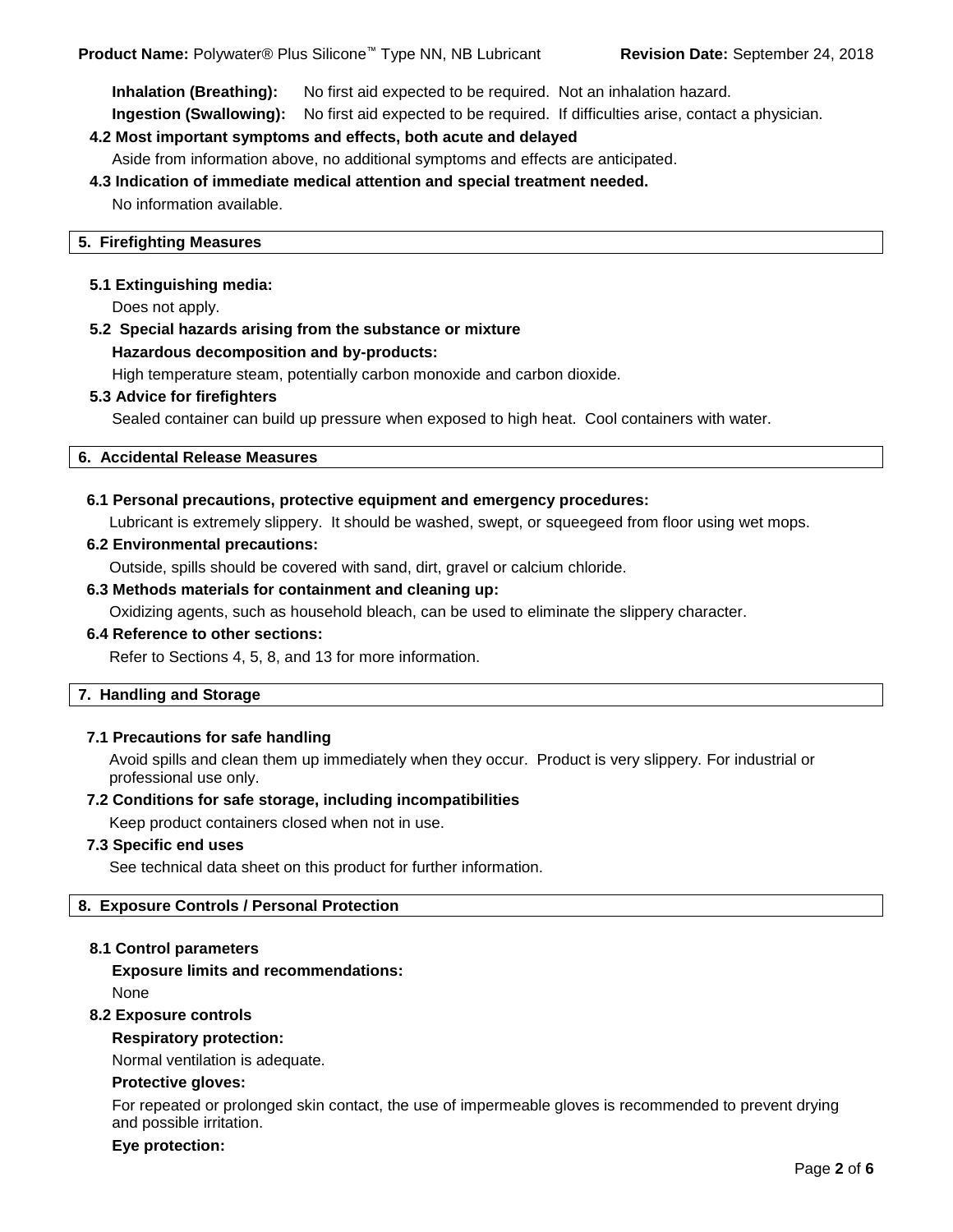**Inhalation (Breathing):** No first aid expected to be required. Not an inhalation hazard.

**Ingestion (Swallowing):** No first aid expected to be required. If difficulties arise, contact a physician.

**4.2 Most important symptoms and effects, both acute and delayed**

Aside from information above, no additional symptoms and effects are anticipated.

**4.3 Indication of immediate medical attention and special treatment needed.**

No information available.

## 5. Firefighting Measures

**5.1 Extinguishing media:**

Does not apply.

**5.2 Special hazards arising from the substance or mixture**

**Hazardous decomposition and by-products:**

High temperature steam, potentially carbon monoxide and carbon dioxide.

**5.3 Advice for firefighters**

Sealed container can build up pressure when exposed to high heat. Cool containers with water.

## 6. Accidental Release Measures

**6.1 Personal precautions, protective equipment and emergency procedures:**

Lubricant is extremely slippery. It should be washed, swept, or squeegeed from floor using wet mops.

**6.2 Environmental precautions:**

Outside, spills should be covered with sand, dirt, gravel or calcium chloride.

**6.3 Methods materials for containment and cleaning up:**

Oxidizing agents, such as household bleach, can be used to eliminate the slippery character.

**6.4 Reference to other sections:**

Refer to Sections 4, 5, 8, and 13 for more information.

## 7. Handling and Storage

**7.1 Precautions for safe handling**

Avoid spills and clean them up immediately when they occur. Product is very slippery. For industrial or professional use only.

**7.2 Conditions for safe storage, including incompatibilities**

Keep product containers closed when not in use.

**7.3 Specific end uses**

See technical data sheet on this product for further information.

## 8. Exposure Controls / Personal Protection

**8.1 Control parameters**

**Exposure limits and recommendations:**

None

**8.2 Exposure controls**

**Respiratory protection:**

Normal ventilation is adequate.

**Protective gloves:**

For repeated or prolonged skin contact, the use of impermeable gloves is recommended to prevent drying and possible irritation.

**Eye protection:**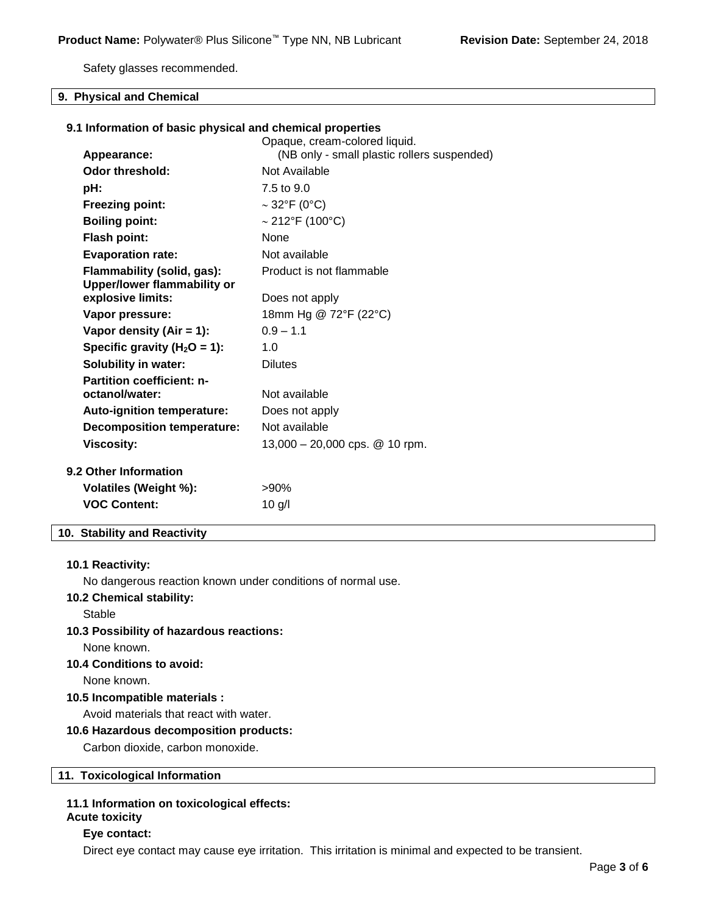Safety glasses recommended.

## 9. Physical and Chemical

### 9.1 Information of basic physical and chemical properties

| | |
|---|---|
| **Appearance:** | Opaque, cream-colored liquid. (NB only - small plastic rollers suspended) |
| **Odor threshold:** | Not Available |
| **pH:** | 7.5 to 9.0 |
| **Freezing point:** | ~ 32°F (0°C) |
| **Boiling point:** | ~ 212°F (100°C) |
| **Flash point:** | None |
| **Evaporation rate:** | Not available |
| **Flammability (solid, gas):** | Product is not flammable |
| **Upper/lower flammability or explosive limits:** | Does not apply |
| **Vapor pressure:** | 18mm Hg @ 72°F (22°C) |
| **Vapor density (Air = 1):** | 0.9 – 1.1 |
| **Specific gravity ($H_2O$ = 1):** | 1.0 |
| **Solubility in water:** | Dilutes |
| **Partition coefficient: n-octanol/water:** | Not available |
| **Auto-ignition temperature:** | Does not apply |
| **Decomposition temperature:** | Not available |
| **Viscosity:** | 13,000 – 20,000 cps. @ 10 rpm. |

### 9.2 Other Information

| | |
|---|---|
| **Volatiles (Weight %):** | >90% |
| **VOC Content:** | 10 g/l |

## 10. Stability and Reactivity

**10.1 Reactivity:**

No dangerous reaction known under conditions of normal use.

**10.2 Chemical stability:**

Stable

**10.3 Possibility of hazardous reactions:**

None known.

**10.4 Conditions to avoid:**

None known.

**10.5 Incompatible materials :**

Avoid materials that react with water.

**10.6 Hazardous decomposition products:**

Carbon dioxide, carbon monoxide.

## 11. Toxicological Information

**11.1 Information on toxicological effects:**

**Acute toxicity**

**Eye contact:**

Direct eye contact may cause eye irritation. This irritation is minimal and expected to be transient.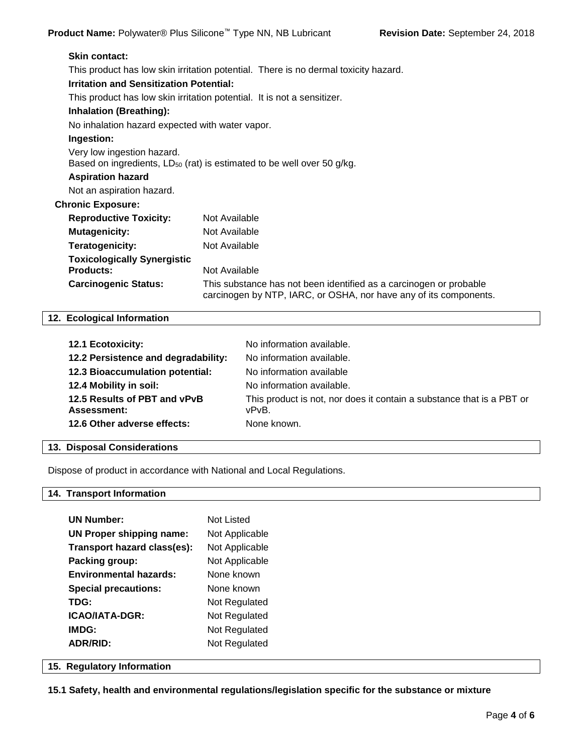**Skin contact:**

This product has low skin irritation potential. There is no dermal toxicity hazard.

**Irritation and Sensitization Potential:**

This product has low skin irritation potential. It is not a sensitizer.

**Inhalation (Breathing):**

No inhalation hazard expected with water vapor.

**Ingestion:**

Very low ingestion hazard.
Based on ingredients, $LD_{50}$ (rat) is estimated to be well over 50 g/kg.

**Aspiration hazard**

Not an aspiration hazard.

**Chronic Exposure:**

| | |
|---|---|
| **Reproductive Toxicity:** | Not Available |
| **Mutagenicity:** | Not Available |
| **Teratogenicity:** | Not Available |
| **Toxicologically Synergistic Products:** | Not Available |
| **Carcinogenic Status:** | This substance has not been identified as a carcinogen or probable carcinogen by NTP, IARC, or OSHA, nor have any of its components. |

## 12. Ecological Information

| | |
|---|---|
| **12.1 Ecotoxicity:** | No information available. |
| **12.2 Persistence and degradability:** | No information available. |
| **12.3 Bioaccumulation potential:** | No information available |
| **12.4 Mobility in soil:** | No information available. |
| **12.5 Results of PBT and vPvB Assessment:** | This product is not, nor does it contain a substance that is a PBT or vPvB. |
| **12.6 Other adverse effects:** | None known. |

## 13. Disposal Considerations

Dispose of product in accordance with National and Local Regulations.

## 14. Transport Information

| | |
|---|---|
| **UN Number:** | Not Listed |
| **UN Proper shipping name:** | Not Applicable |
| **Transport hazard class(es):** | Not Applicable |
| **Packing group:** | Not Applicable |
| **Environmental hazards:** | None known |
| **Special precautions:** | None known |
| **TDG:** | Not Regulated |
| **ICAO/IATA-DGR:** | Not Regulated |
| **IMDG:** | Not Regulated |
| **ADR/RID:** | Not Regulated |

## 15. Regulatory Information

**15.1 Safety, health and environmental regulations/legislation specific for the substance or mixture**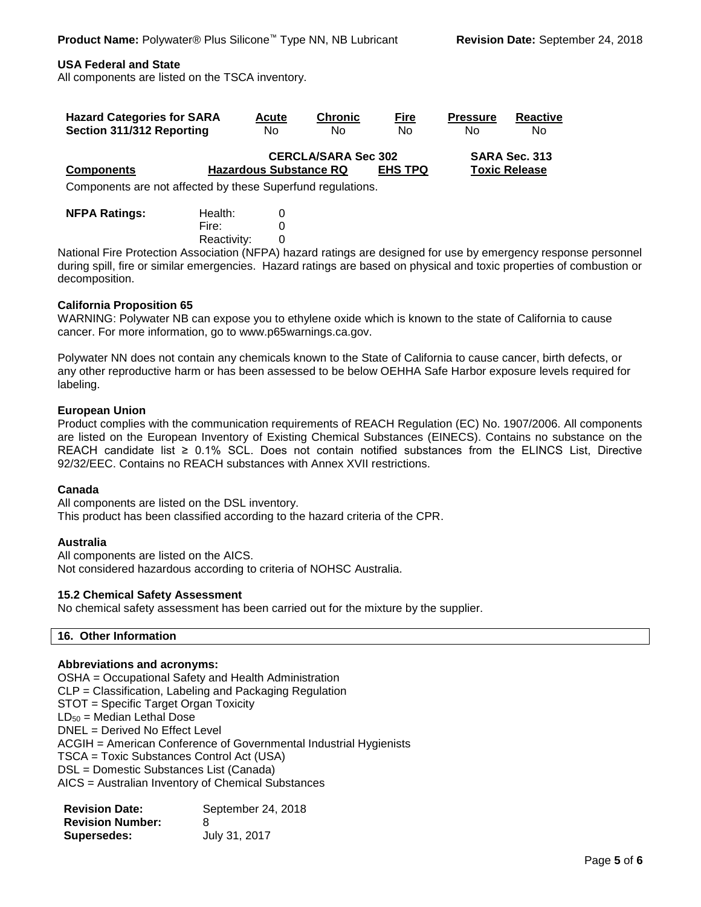**USA Federal and State**

All components are listed on the TSCA inventory.

| Hazard Categories for SARA Section 311/312 Reporting | Acute | Chronic | Fire | Pressure | Reactive |
|---|---|---|---|---|---|
| | No | No | No | No | No |

| Components | CERCLA/SARA Sec 302 Hazardous Substance RQ | EHS TPQ | SARA Sec. 313 Toxic Release |
|---|---|---|---|

Components are not affected by these Superfund regulations.

| NFPA Ratings: | | |
|---|---|---|
| | Health: | 0 |
| | Fire: | 0 |
| | Reactivity: | 0 |

National Fire Protection Association (NFPA) hazard ratings are designed for use by emergency response personnel during spill, fire or similar emergencies. Hazard ratings are based on physical and toxic properties of combustion or decomposition.

**California Proposition 65**

WARNING: Polywater NB can expose you to ethylene oxide which is known to the state of California to cause cancer. For more information, go to www.p65warnings.ca.gov.

Polywater NN does not contain any chemicals known to the State of California to cause cancer, birth defects, or any other reproductive harm or has been assessed to be below OEHHA Safe Harbor exposure levels required for labeling.

**European Union**

Product complies with the communication requirements of REACH Regulation (EC) No. 1907/2006. All components are listed on the European Inventory of Existing Chemical Substances (EINECS). Contains no substance on the REACH candidate list ≥ 0.1% SCL. Does not contain notified substances from the ELINCS List, Directive 92/32/EEC. Contains no REACH substances with Annex XVII restrictions.

**Canada**

All components are listed on the DSL inventory.
This product has been classified according to the hazard criteria of the CPR.

**Australia**

All components are listed on the AICS.
Not considered hazardous according to criteria of NOHSC Australia.

**15.2 Chemical Safety Assessment**

No chemical safety assessment has been carried out for the mixture by the supplier.

## 16. Other Information

**Abbreviations and acronyms:**

OSHA = Occupational Safety and Health Administration
CLP = Classification, Labeling and Packaging Regulation
STOT = Specific Target Organ Toxicity
$LD_{50}$ = Median Lethal Dose
DNEL = Derived No Effect Level
ACGIH = American Conference of Governmental Industrial Hygienists
TSCA = Toxic Substances Control Act (USA)
DSL = Domestic Substances List (Canada)
AICS = Australian Inventory of Chemical Substances

| | |
|---|---|
| **Revision Date:** | September 24, 2018 |
| **Revision Number:** | 8 |
| **Supersedes:** | July 31, 2017 |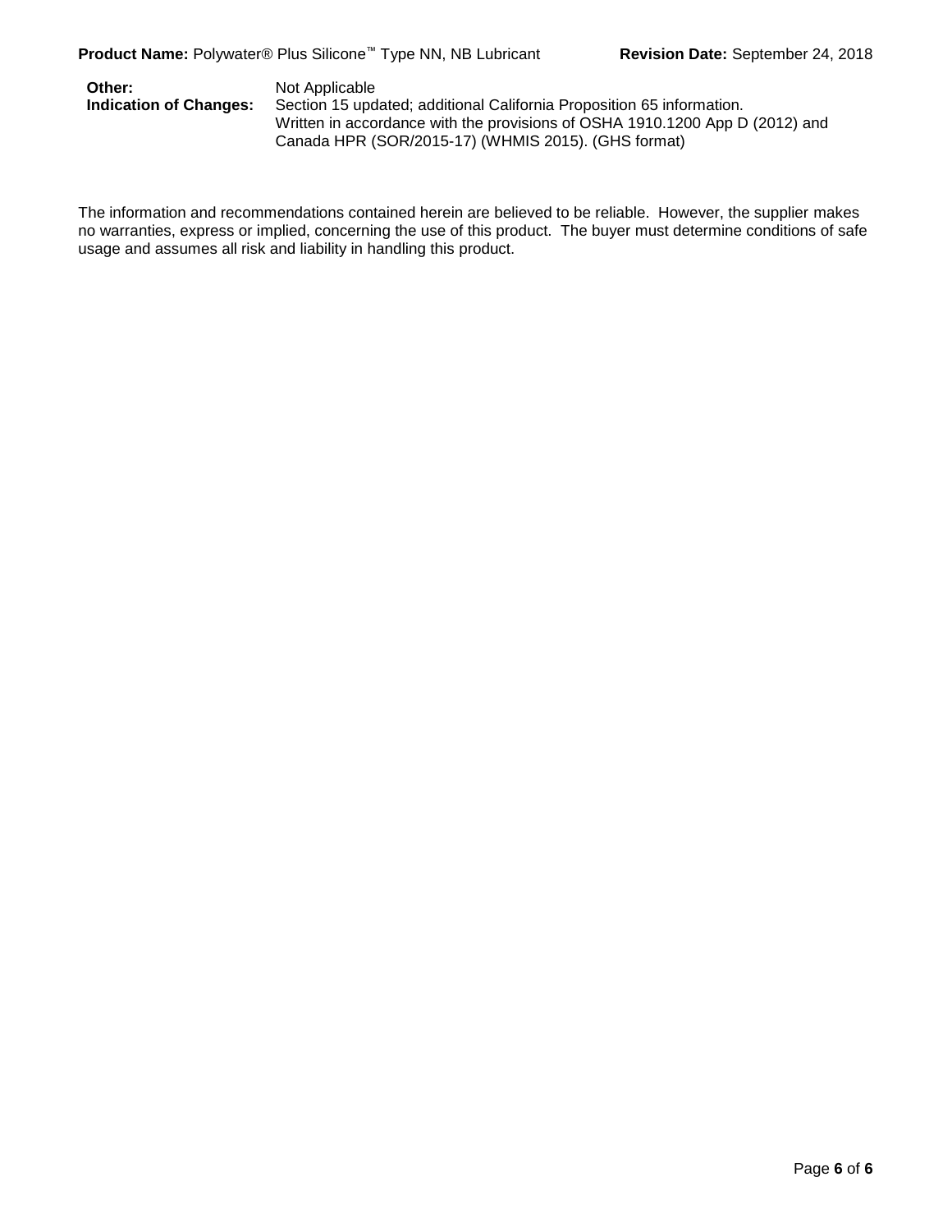**Other:** Not Applicable

**Indication of Changes:** Section 15 updated; additional California Proposition 65 information. Written in accordance with the provisions of OSHA 1910.1200 App D (2012) and Canada HPR (SOR/2015-17) (WHMIS 2015). (GHS format)

The information and recommendations contained herein are believed to be reliable. However, the supplier makes no warranties, express or implied, concerning the use of this product. The buyer must determine conditions of safe usage and assumes all risk and liability in handling this product.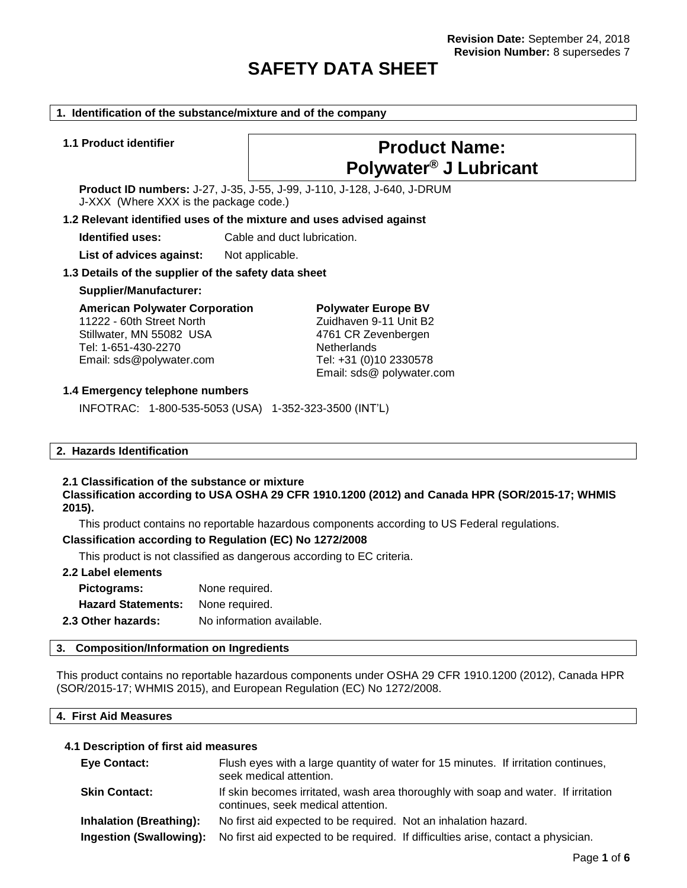**Revision Date:** September 24, 2018
**Revision Number:** 8 supersedes 7

# SAFETY DATA SHEET

## 1. Identification of the substance/mixture and of the company

**1.1 Product identifier**

**Product Name: Polywater® J Lubricant**

**Product ID numbers:** J-27, J-35, J-55, J-99, J-110, J-128, J-640, J-DRUM
J-XXX (Where XXX is the package code.)

**1.2 Relevant identified uses of the mixture and uses advised against**

| | |
|---|---|
| **Identified uses:** | Cable and duct lubrication. |
| **List of advices against:** | Not applicable. |

**1.3 Details of the supplier of the safety data sheet**

**Supplier/Manufacturer:**

**American Polywater Corporation**
11222 - 60th Street North
Stillwater, MN 55082 USA
Tel: 1-651-430-2270
Email: sds@polywater.com

**Polywater Europe BV**
Zuidhaven 9-11 Unit B2
4761 CR Zevenbergen
Netherlands
Tel: +31 (0)10 2330578
Email: sds@ polywater.com

**1.4 Emergency telephone numbers**

INFOTRAC: 1-800-535-5053 (USA) 1-352-323-3500 (INT'L)

## 2. Hazards Identification

**2.1 Classification of the substance or mixture**

**Classification according to USA OSHA 29 CFR 1910.1200 (2012) and Canada HPR (SOR/2015-17; WHMIS 2015).**

This product contains no reportable hazardous components according to US Federal regulations.

**Classification according to Regulation (EC) No 1272/2008**

This product is not classified as dangerous according to EC criteria.

**2.2 Label elements**

| | |
|---|---|
| **Pictograms:** | None required. |
| **Hazard Statements:** | None required. |
| **2.3 Other hazards:** | No information available. |

## 3. Composition/Information on Ingredients

This product contains no reportable hazardous components under OSHA 29 CFR 1910.1200 (2012), Canada HPR (SOR/2015-17; WHMIS 2015), and European Regulation (EC) No 1272/2008.

## 4. First Aid Measures

**4.1 Description of first aid measures**

| | |
|---|---|
| **Eye Contact:** | Flush eyes with a large quantity of water for 15 minutes. If irritation continues, seek medical attention. |
| **Skin Contact:** | If skin becomes irritated, wash area thoroughly with soap and water. If irritation continues, seek medical attention. |
| **Inhalation (Breathing):** | No first aid expected to be required. Not an inhalation hazard. |
| **Ingestion (Swallowing):** | No first aid expected to be required. If difficulties arise, contact a physician. |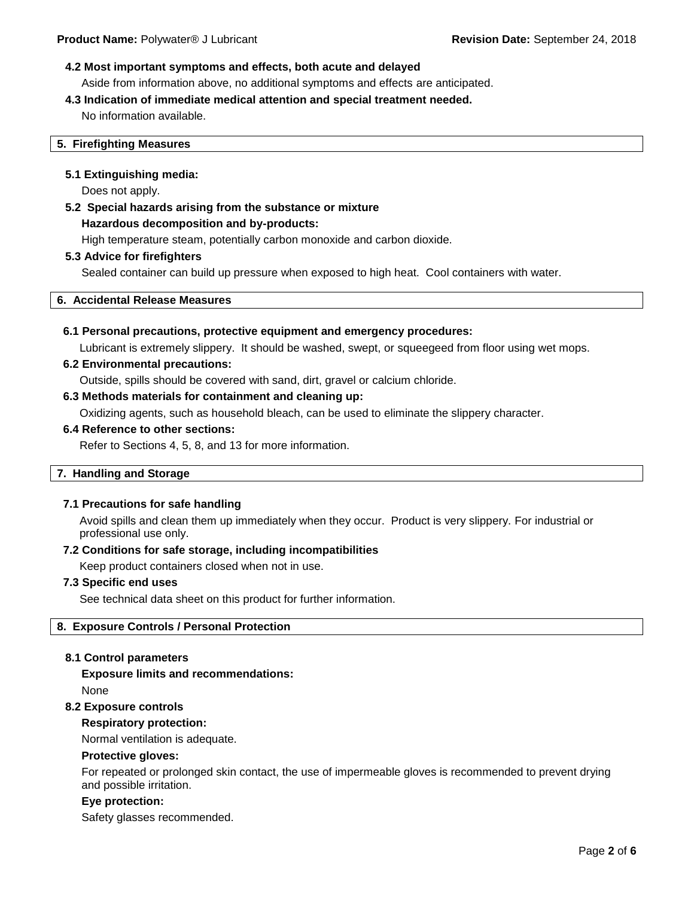#### 4.2 Most important symptoms and effects, both acute and delayed

Aside from information above, no additional symptoms and effects are anticipated.

#### 4.3 Indication of immediate medical attention and special treatment needed.

No information available.

## 5. Firefighting Measures

#### 5.1 Extinguishing media:

Does not apply.

#### 5.2 Special hazards arising from the substance or mixture

**Hazardous decomposition and by-products:**

High temperature steam, potentially carbon monoxide and carbon dioxide.

#### 5.3 Advice for firefighters

Sealed container can build up pressure when exposed to high heat. Cool containers with water.

## 6. Accidental Release Measures

#### 6.1 Personal precautions, protective equipment and emergency procedures:

Lubricant is extremely slippery. It should be washed, swept, or squeegeed from floor using wet mops.

#### 6.2 Environmental precautions:

Outside, spills should be covered with sand, dirt, gravel or calcium chloride.

#### 6.3 Methods materials for containment and cleaning up:

Oxidizing agents, such as household bleach, can be used to eliminate the slippery character.

#### 6.4 Reference to other sections:

Refer to Sections 4, 5, 8, and 13 for more information.

## 7. Handling and Storage

#### 7.1 Precautions for safe handling

Avoid spills and clean them up immediately when they occur. Product is very slippery. For industrial or professional use only.

#### 7.2 Conditions for safe storage, including incompatibilities

Keep product containers closed when not in use.

#### 7.3 Specific end uses

See technical data sheet on this product for further information.

## 8. Exposure Controls / Personal Protection

#### 8.1 Control parameters

**Exposure limits and recommendations:**

None

#### 8.2 Exposure controls

**Respiratory protection:**

Normal ventilation is adequate.

**Protective gloves:**

For repeated or prolonged skin contact, the use of impermeable gloves is recommended to prevent drying and possible irritation.

**Eye protection:**

Safety glasses recommended.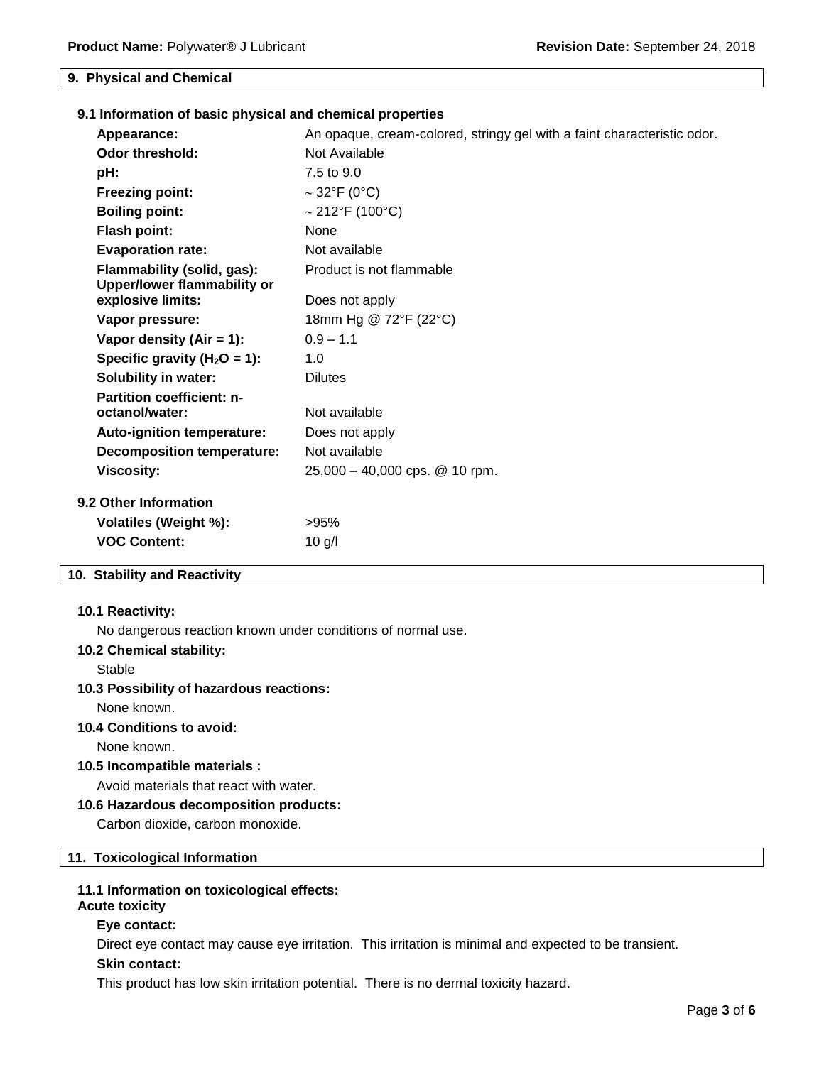## 9. Physical and Chemical

### 9.1 Information of basic physical and chemical properties

| | |
|---|---|
| **Appearance:** | An opaque, cream-colored, stringy gel with a faint characteristic odor. |
| **Odor threshold:** | Not Available |
| **pH:** | 7.5 to 9.0 |
| **Freezing point:** | ~ 32°F (0°C) |
| **Boiling point:** | ~ 212°F (100°C) |
| **Flash point:** | None |
| **Evaporation rate:** | Not available |
| **Flammability (solid, gas):** | Product is not flammable |
| **Upper/lower flammability or explosive limits:** | Does not apply |
| **Vapor pressure:** | 18mm Hg @ 72°F (22°C) |
| **Vapor density (Air = 1):** | 0.9 – 1.1 |
| **Specific gravity ($H_2O$ = 1):** | 1.0 |
| **Solubility in water:** | Dilutes |
| **Partition coefficient: n-octanol/water:** | Not available |
| **Auto-ignition temperature:** | Does not apply |
| **Decomposition temperature:** | Not available |
| **Viscosity:** | 25,000 – 40,000 cps. @ 10 rpm. |

### 9.2 Other Information

| | |
|---|---|
| **Volatiles (Weight %):** | >95% |
| **VOC Content:** | 10 g/l |

## 10. Stability and Reactivity

**10.1 Reactivity:**

No dangerous reaction known under conditions of normal use.

**10.2 Chemical stability:**

Stable

**10.3 Possibility of hazardous reactions:**

None known.

**10.4 Conditions to avoid:**

None known.

**10.5 Incompatible materials :**

Avoid materials that react with water.

**10.6 Hazardous decomposition products:**

Carbon dioxide, carbon monoxide.

## 11. Toxicological Information

**11.1 Information on toxicological effects:**

**Acute toxicity**

**Eye contact:**

Direct eye contact may cause eye irritation. This irritation is minimal and expected to be transient.

**Skin contact:**

This product has low skin irritation potential. There is no dermal toxicity hazard.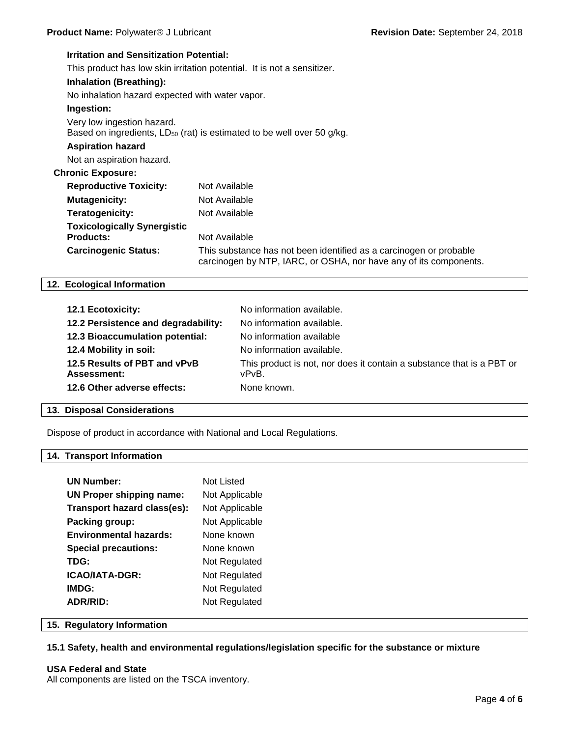**Irritation and Sensitization Potential:**

This product has low skin irritation potential. It is not a sensitizer.

**Inhalation (Breathing):**

No inhalation hazard expected with water vapor.

**Ingestion:**

Very low ingestion hazard.
Based on ingredients, $LD_{50}$ (rat) is estimated to be well over 50 g/kg.

**Aspiration hazard**

Not an aspiration hazard.

**Chronic Exposure:**

| | |
|---|---|
| **Reproductive Toxicity:** | Not Available |
| **Mutagenicity:** | Not Available |
| **Teratogenicity:** | Not Available |
| **Toxicologically Synergistic Products:** | Not Available |
| **Carcinogenic Status:** | This substance has not been identified as a carcinogen or probable carcinogen by NTP, IARC, or OSHA, nor have any of its components. |

## 12. Ecological Information

| | |
|---|---|
| **12.1 Ecotoxicity:** | No information available. |
| **12.2 Persistence and degradability:** | No information available. |
| **12.3 Bioaccumulation potential:** | No information available |
| **12.4 Mobility in soil:** | No information available. |
| **12.5 Results of PBT and vPvB Assessment:** | This product is not, nor does it contain a substance that is a PBT or vPvB. |
| **12.6 Other adverse effects:** | None known. |

## 13. Disposal Considerations

Dispose of product in accordance with National and Local Regulations.

## 14. Transport Information

| | |
|---|---|
| **UN Number:** | Not Listed |
| **UN Proper shipping name:** | Not Applicable |
| **Transport hazard class(es):** | Not Applicable |
| **Packing group:** | Not Applicable |
| **Environmental hazards:** | None known |
| **Special precautions:** | None known |
| **TDG:** | Not Regulated |
| **ICAO/IATA-DGR:** | Not Regulated |
| **IMDG:** | Not Regulated |
| **ADR/RID:** | Not Regulated |

## 15. Regulatory Information

### 15.1 Safety, health and environmental regulations/legislation specific for the substance or mixture

**USA Federal and State**
All components are listed on the TSCA inventory.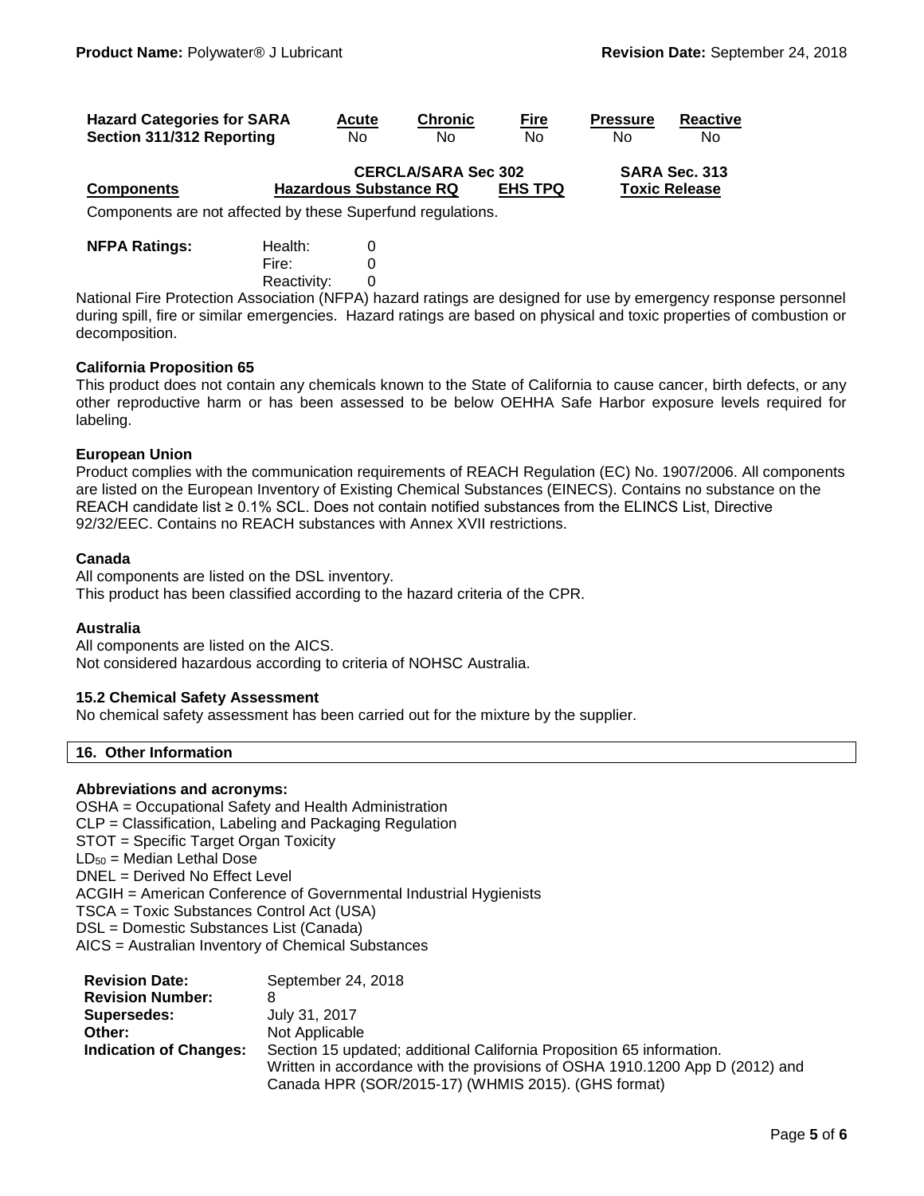| Hazard Categories for SARA Section 311/312 Reporting | Acute | Chronic | Fire | Pressure | Reactive |
|---|---|---|---|---|---|
| | No | No | No | No | No |

| Components | CERCLA/SARA Sec 302 Hazardous Substance RQ | EHS TPQ | SARA Sec. 313 Toxic Release |
|---|---|---|---|

Components are not affected by these Superfund regulations.

| NFPA Ratings: | | |
|---|---|---|
| | Health: | 0 |
| | Fire: | 0 |
| | Reactivity: | 0 |

National Fire Protection Association (NFPA) hazard ratings are designed for use by emergency response personnel during spill, fire or similar emergencies. Hazard ratings are based on physical and toxic properties of combustion or decomposition.

**California Proposition 65**

This product does not contain any chemicals known to the State of California to cause cancer, birth defects, or any other reproductive harm or has been assessed to be below OEHHA Safe Harbor exposure levels required for labeling.

**European Union**

Product complies with the communication requirements of REACH Regulation (EC) No. 1907/2006. All components are listed on the European Inventory of Existing Chemical Substances (EINECS). Contains no substance on the REACH candidate list ≥ 0.1% SCL. Does not contain notified substances from the ELINCS List, Directive 92/32/EEC. Contains no REACH substances with Annex XVII restrictions.

**Canada**

All components are listed on the DSL inventory.
This product has been classified according to the hazard criteria of the CPR.

**Australia**

All components are listed on the AICS.
Not considered hazardous according to criteria of NOHSC Australia.

**15.2 Chemical Safety Assessment**

No chemical safety assessment has been carried out for the mixture by the supplier.

## 16. Other Information

**Abbreviations and acronyms:**

OSHA = Occupational Safety and Health Administration
CLP = Classification, Labeling and Packaging Regulation
STOT = Specific Target Organ Toxicity
$LD_{50}$ = Median Lethal Dose
DNEL = Derived No Effect Level
ACGIH = American Conference of Governmental Industrial Hygienists
TSCA = Toxic Substances Control Act (USA)
DSL = Domestic Substances List (Canada)
AICS = Australian Inventory of Chemical Substances

| | |
|---|---|
| **Revision Date:** | September 24, 2018 |
| **Revision Number:** | 8 |
| **Supersedes:** | July 31, 2017 |
| **Other:** | Not Applicable |
| **Indication of Changes:** | Section 15 updated; additional California Proposition 65 information. Written in accordance with the provisions of OSHA 1910.1200 App D (2012) and Canada HPR (SOR/2015-17) (WHMIS 2015). (GHS format) |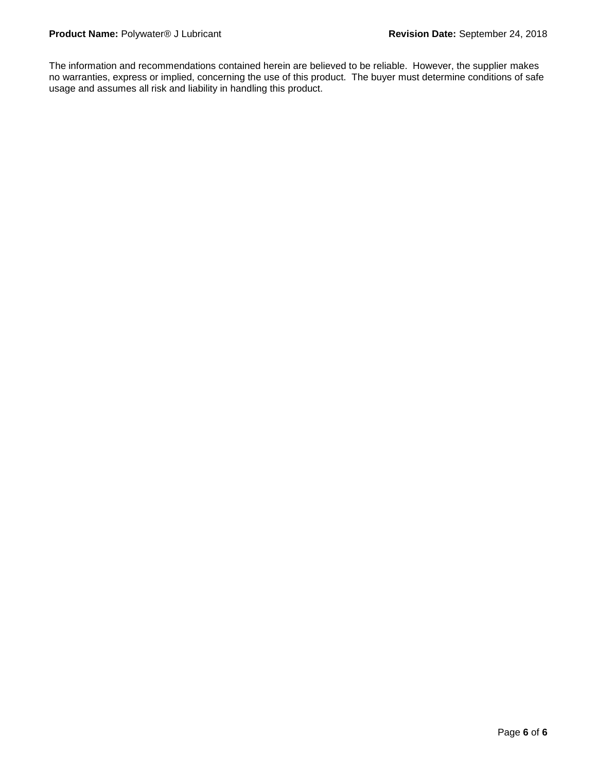The information and recommendations contained herein are believed to be reliable. However, the supplier makes no warranties, express or implied, concerning the use of this product. The buyer must determine conditions of safe usage and assumes all risk and liability in handling this product.